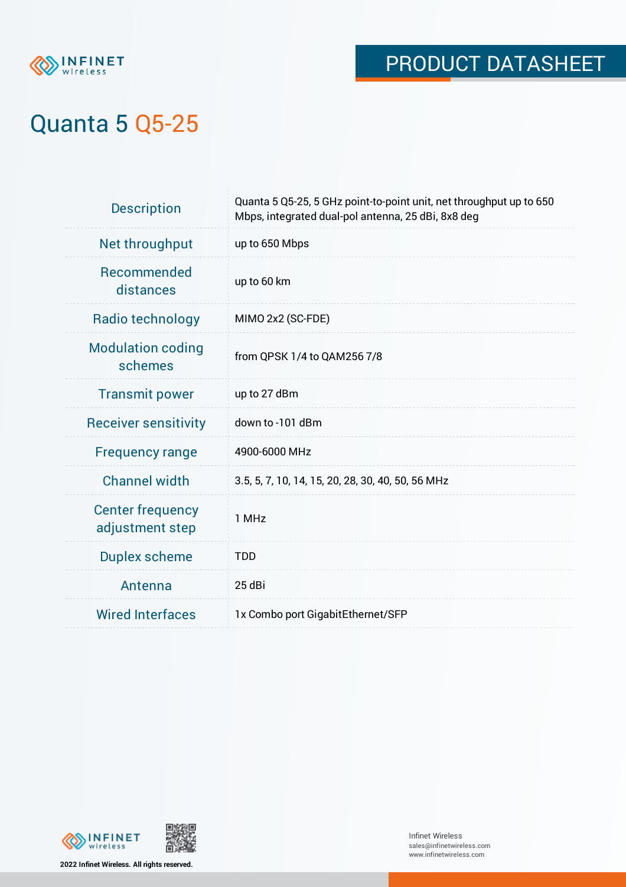PRODUCT DATASHEET

# Quanta 5 Q5-25

| | |
|---|---|
| Description | Quanta 5 Q5-25, 5 GHz point-to-point unit, net throughput up to 650 Mbps, integrated dual-pol antenna, 25 dBi, 8x8 deg |
| Net throughput | up to 650 Mbps |
| Recommended distances | up to 60 km |
| Radio technology | MIMO 2x2 (SC-FDE) |
| Modulation coding schemes | from QPSK 1/4 to QAM256 7/8 |
| Transmit power | up to 27 dBm |
| Receiver sensitivity | down to -101 dBm |
| Frequency range | 4900-6000 MHz |
| Channel width | 3.5, 5, 7, 10, 14, 15, 20, 28, 30, 40, 50, 56 MHz |
| Center frequency adjustment step | 1 MHz |
| Duplex scheme | TDD |
| Antenna | 25 dBi |
| Wired Interfaces | 1x Combo port GigabitEthernet/SFP |

**2022 Infinet Wireless. All rights reserved.**

Infinet Wireless
sales@infinetwireless.com
www.infinetwireless.com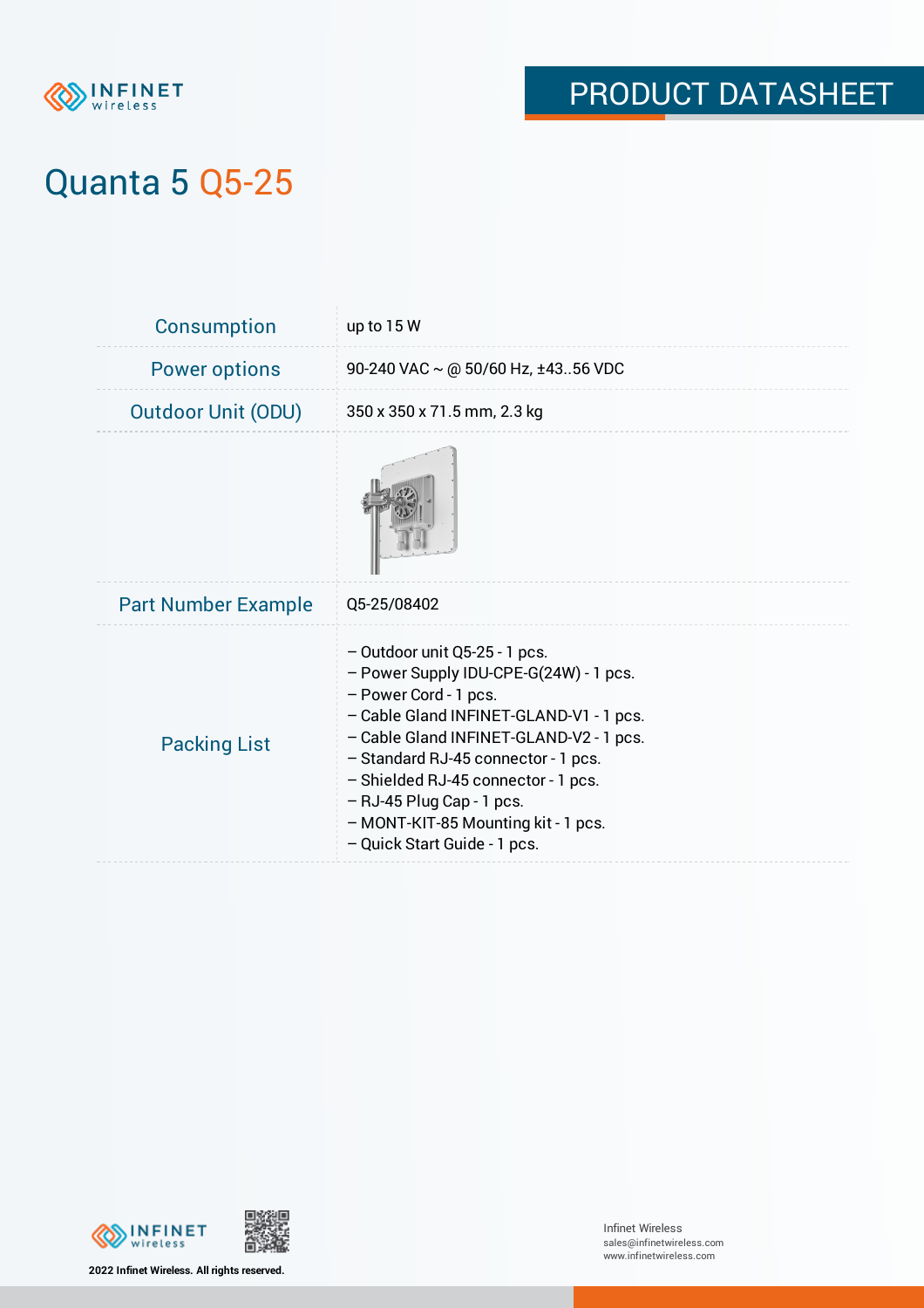# Quanta 5 Q5-25

| | |
|---|---|
| Consumption | up to 15 W |
| Power options | 90-240 VAC ~ @ 50/60 Hz, ±43..56 VDC |
| Outdoor Unit (ODU) | 350 x 350 x 71.5 mm, 2.3 kg |
| | |
| Part Number Example | Q5-25/08402 |
| Packing List | – Outdoor unit Q5-25 - 1 pcs.<br>– Power Supply IDU-CPE-G(24W) - 1 pcs.<br>– Power Cord - 1 pcs.<br>– Cable Gland INFINET-GLAND-V1 - 1 pcs.<br>– Cable Gland INFINET-GLAND-V2 - 1 pcs.<br>– Standard RJ-45 connector - 1 pcs.<br>– Shielded RJ-45 connector - 1 pcs.<br>– RJ-45 Plug Cap - 1 pcs.<br>– MONT-KIT-85 Mounting kit - 1 pcs.<br>– Quick Start Guide - 1 pcs. |

2022 Infinet Wireless. All rights reserved.

Infinet Wireless
sales@infinetwireless.com
www.infinetwireless.com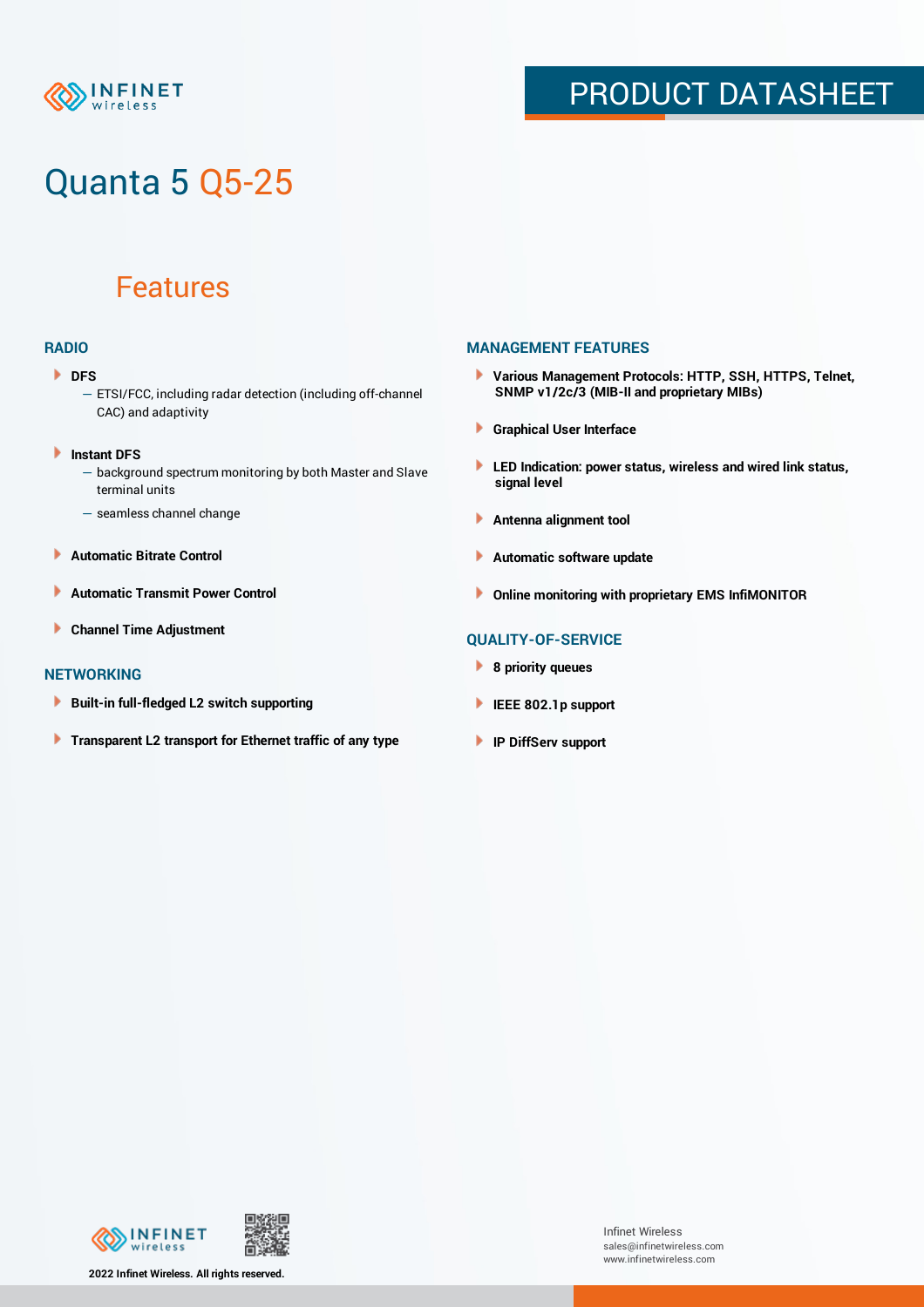# Quanta 5 Q5-25

## Features

### RADIO

- **DFS**
  - ETSI/FCC, including radar detection (including off-channel CAC) and adaptivity
- **Instant DFS**
  - background spectrum monitoring by both Master and Slave terminal units
  - seamless channel change
- **Automatic Bitrate Control**
- **Automatic Transmit Power Control**
- **Channel Time Adjustment**

### NETWORKING

- **Built-in full-fledged L2 switch supporting**
- **Transparent L2 transport for Ethernet traffic of any type**

### MANAGEMENT FEATURES

- **Various Management Protocols: HTTP, SSH, HTTPS, Telnet, SNMP v1/2c/3 (MIB-II and proprietary MIBs)**
- **Graphical User Interface**
- **LED Indication: power status, wireless and wired link status, signal level**
- **Antenna alignment tool**
- **Automatic software update**
- **Online monitoring with proprietary EMS InfiMONITOR**

### QUALITY-OF-SERVICE

- **8 priority queues**
- **IEEE 802.1p support**
- **IP DiffServ support**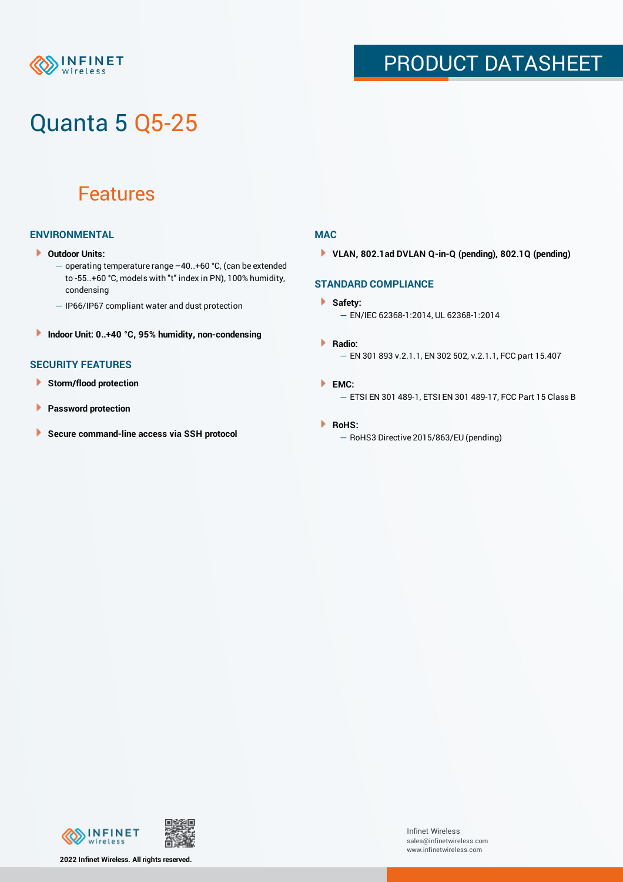# Quanta 5 Q5-25

## Features

### ENVIRONMENTAL

- **Outdoor Units:**
  - operating temperature range –40..+60 °C, (can be extended to -55..+60 °C, models with "t" index in PN), 100% humidity, condensing
  - IP66/IP67 compliant water and dust protection
- **Indoor Unit: 0..+40 °C, 95% humidity, non-condensing**

### SECURITY FEATURES

- **Storm/flood protection**
- **Password protection**
- **Secure command-line access via SSH protocol**

### MAC

- **VLAN, 802.1ad DVLAN Q-in-Q (pending), 802.1Q (pending)**

### STANDARD COMPLIANCE

- **Safety:**
  - EN/IEC 62368-1:2014, UL 62368-1:2014
- **Radio:**
  - EN 301 893 v.2.1.1, EN 302 502, v.2.1.1, FCC part 15.407
- **EMC:**
  - ETSI EN 301 489-1, ETSI EN 301 489-17, FCC Part 15 Class B
- **RoHS:**
  - RoHS3 Directive 2015/863/EU (pending)

2022 Infinet Wireless. All rights reserved.

Infinet Wireless
sales@infinetwireless.com
www.infinetwireless.com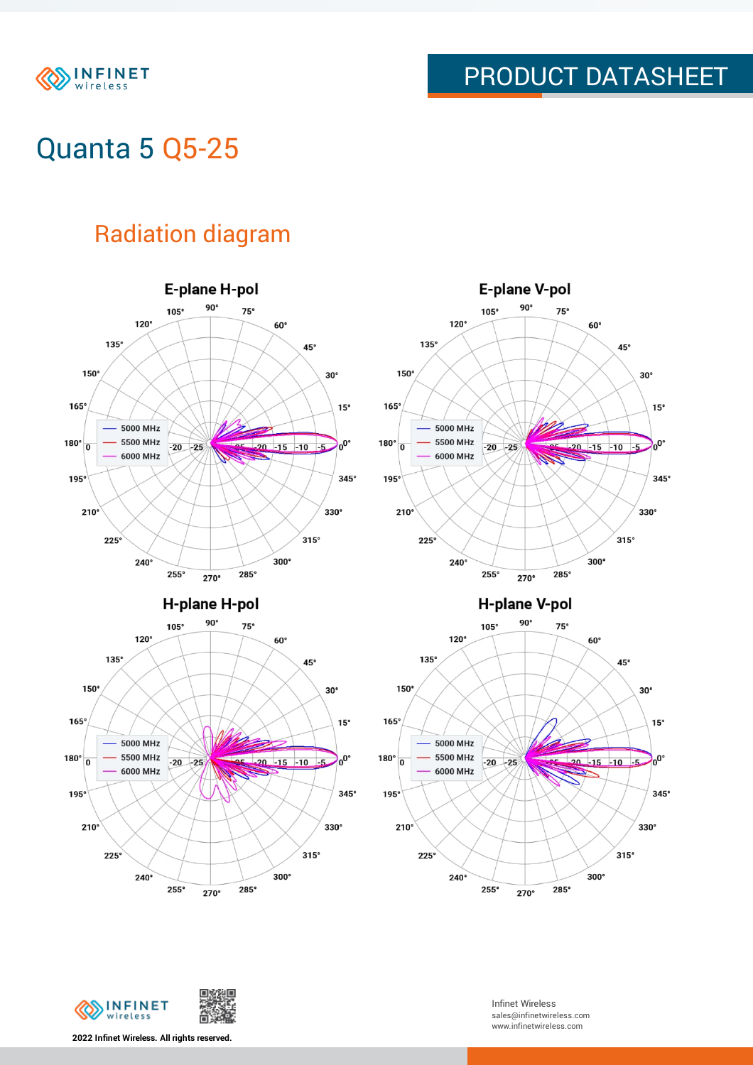# Quanta 5 Q5-25

## Radiation diagram

E-plane H-pol

90° 75° 60° 45° 30° 15° 0° 345° 330° 315° 300° 285° 270° 255° 240° 225° 210° 195° 180° 165° 150° 135° 120° 105°

0 -20 -25 -25 -20 -15 -10 -5

5000 MHz
5500 MHz
6000 MHz

E-plane V-pol

90° 75° 60° 45° 30° 15° 0° 345° 330° 315° 300° 285° 270° 255° 240° 225° 210° 195° 180° 165° 150° 135° 120° 105°

0 -20 -25 -25 -20 -15 -10 -5

5000 MHz
5500 MHz
6000 MHz

H-plane H-pol

90° 75° 60° 45° 30° 15° 0° 345° 330° 315° 300° 285° 270° 255° 240° 225° 210° 195° 180° 165° 150° 135° 120° 105°

0 -20 -25 -25 -20 -15 -10 -5

5000 MHz
5500 MHz
6000 MHz

H-plane V-pol

90° 75° 60° 45° 30° 15° 0° 345° 330° 315° 300° 285° 270° 255° 240° 225° 210° 195° 180° 165° 150° 135° 120° 105°

0 -20 -25 -25 -20 -15 -10 -5

5000 MHz
5500 MHz
6000 MHz

2022 Infinet Wireless. All rights reserved.

Infinet Wireless
sales@infinetwireless.com
www.infinetwireless.com